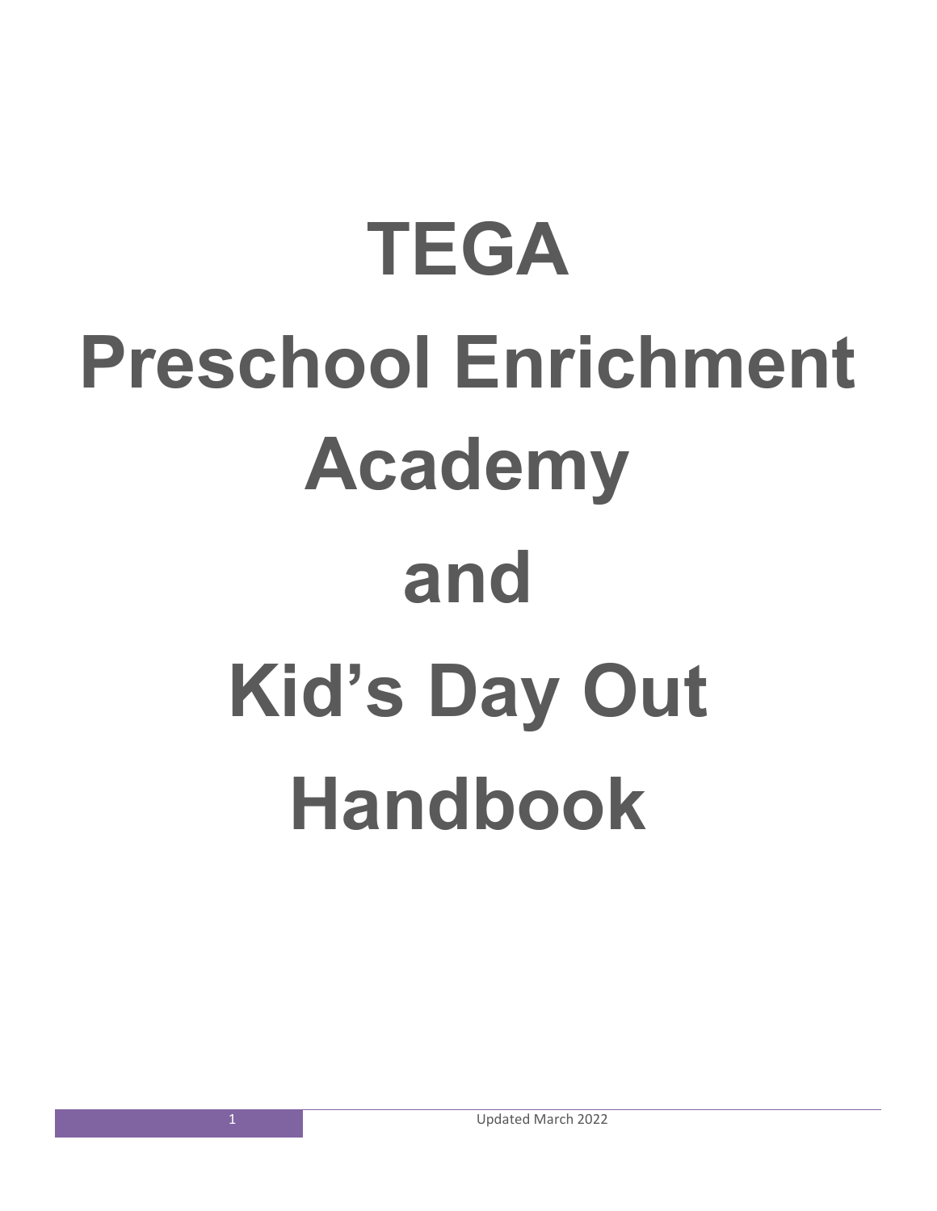# TEGA

# Preschool Enrichment Academy

# and

# Kid's Day Out

# Handbook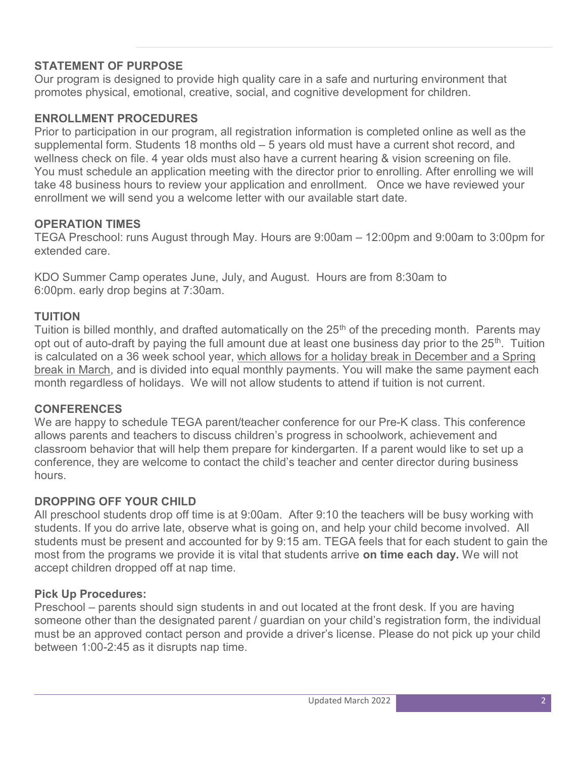## STATEMENT OF PURPOSE

Our program is designed to provide high quality care in a safe and nurturing environment that promotes physical, emotional, creative, social, and cognitive development for children.

## ENROLLMENT PROCEDURES

Prior to participation in our program, all registration information is completed online as well as the supplemental form. Students 18 months old – 5 years old must have a current shot record, and wellness check on file. 4 year olds must also have a current hearing & vision screening on file. You must schedule an application meeting with the director prior to enrolling. After enrolling we will take 48 business hours to review your application and enrollment. Once we have reviewed your enrollment we will send you a welcome letter with our available start date.

## OPERATION TIMES

TEGA Preschool: runs August through May. Hours are 9:00am – 12:00pm and 9:00am to 3:00pm for extended care.

KDO Summer Camp operates June, July, and August. Hours are from 8:30am to 6:00pm. early drop begins at 7:30am.

## TUITION

Tuition is billed monthly, and drafted automatically on the 25th of the preceding month. Parents may opt out of auto-draft by paying the full amount due at least one business day prior to the 25th. Tuition is calculated on a 36 week school year, <u>which allows for a holiday break in December and a Spring break in March</u>, and is divided into equal monthly payments. You will make the same payment each month regardless of holidays. We will not allow students to attend if tuition is not current.

## CONFERENCES

We are happy to schedule TEGA parent/teacher conference for our Pre-K class. This conference allows parents and teachers to discuss children's progress in schoolwork, achievement and classroom behavior that will help them prepare for kindergarten. If a parent would like to set up a conference, they are welcome to contact the child's teacher and center director during business hours.

## DROPPING OFF YOUR CHILD

All preschool students drop off time is at 9:00am. After 9:10 the teachers will be busy working with students. If you do arrive late, observe what is going on, and help your child become involved. All students must be present and accounted for by 9:15 am. TEGA feels that for each student to gain the most from the programs we provide it is vital that students arrive **on time each day.** We will not accept children dropped off at nap time.

### Pick Up Procedures:

Preschool – parents should sign students in and out located at the front desk. If you are having someone other than the designated parent / guardian on your child's registration form, the individual must be an approved contact person and provide a driver's license. Please do not pick up your child between 1:00-2:45 as it disrupts nap time.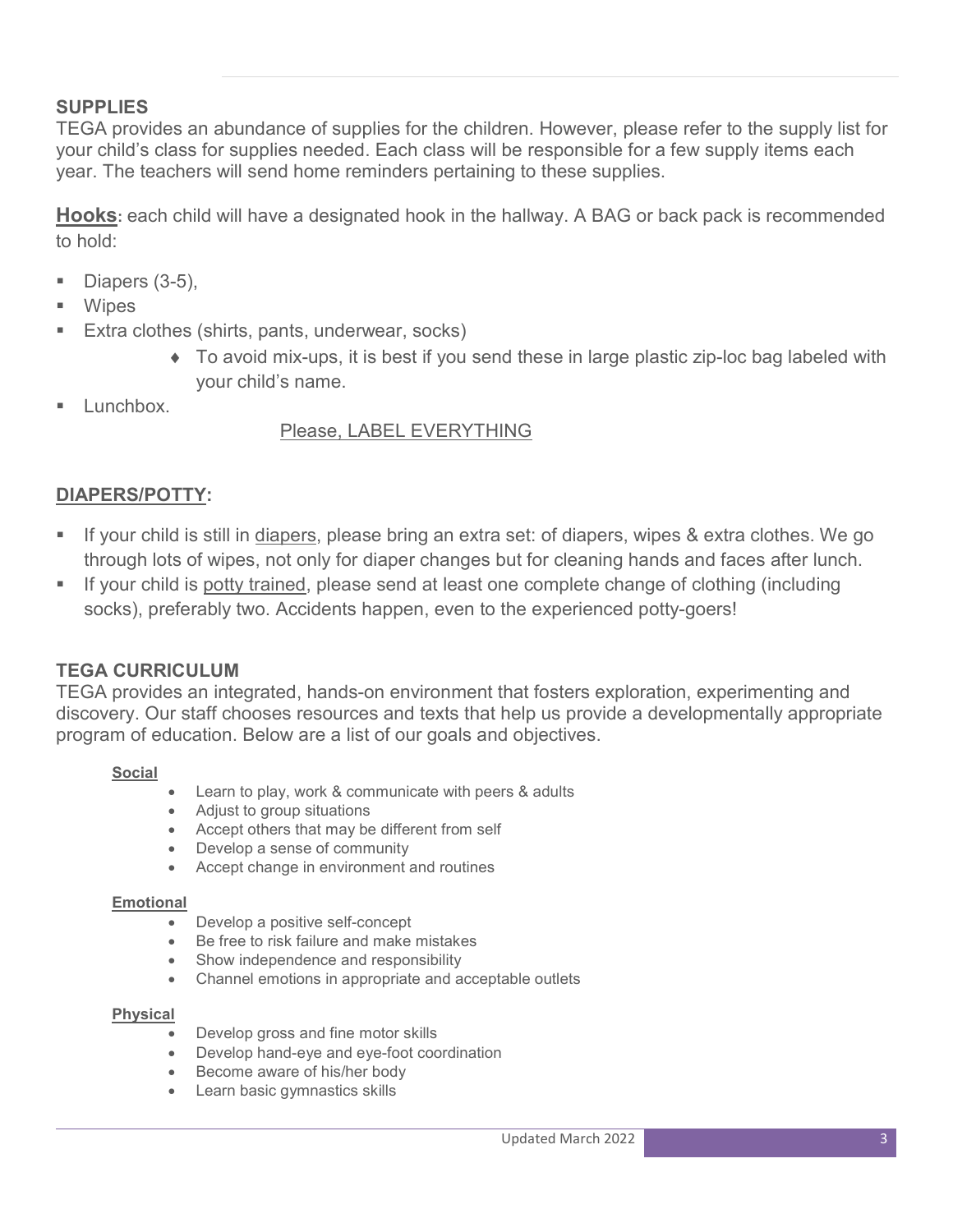## SUPPLIES

TEGA provides an abundance of supplies for the children. However, please refer to the supply list for your child's class for supplies needed. Each class will be responsible for a few supply items each year. The teachers will send home reminders pertaining to these supplies.

**Hooks**: each child will have a designated hook in the hallway. A BAG or back pack is recommended to hold:

- Diapers (3-5),
- Wipes
- Extra clothes (shirts, pants, underwear, socks)
    - To avoid mix-ups, it is best if you send these in large plastic zip-loc bag labeled with your child's name.
- Lunchbox.

Please, LABEL EVERYTHING

## DIAPERS/POTTY:

- If your child is still in diapers, please bring an extra set: of diapers, wipes & extra clothes. We go through lots of wipes, not only for diaper changes but for cleaning hands and faces after lunch.
- If your child is potty trained, please send at least one complete change of clothing (including socks), preferably two. Accidents happen, even to the experienced potty-goers!

## TEGA CURRICULUM

TEGA provides an integrated, hands-on environment that fosters exploration, experimenting and discovery. Our staff chooses resources and texts that help us provide a developmentally appropriate program of education. Below are a list of our goals and objectives.

### Social

- Learn to play, work & communicate with peers & adults
- Adjust to group situations
- Accept others that may be different from self
- Develop a sense of community
- Accept change in environment and routines

### Emotional

- Develop a positive self-concept
- Be free to risk failure and make mistakes
- Show independence and responsibility
- Channel emotions in appropriate and acceptable outlets

### Physical

- Develop gross and fine motor skills
- Develop hand-eye and eye-foot coordination
- Become aware of his/her body
- Learn basic gymnastics skills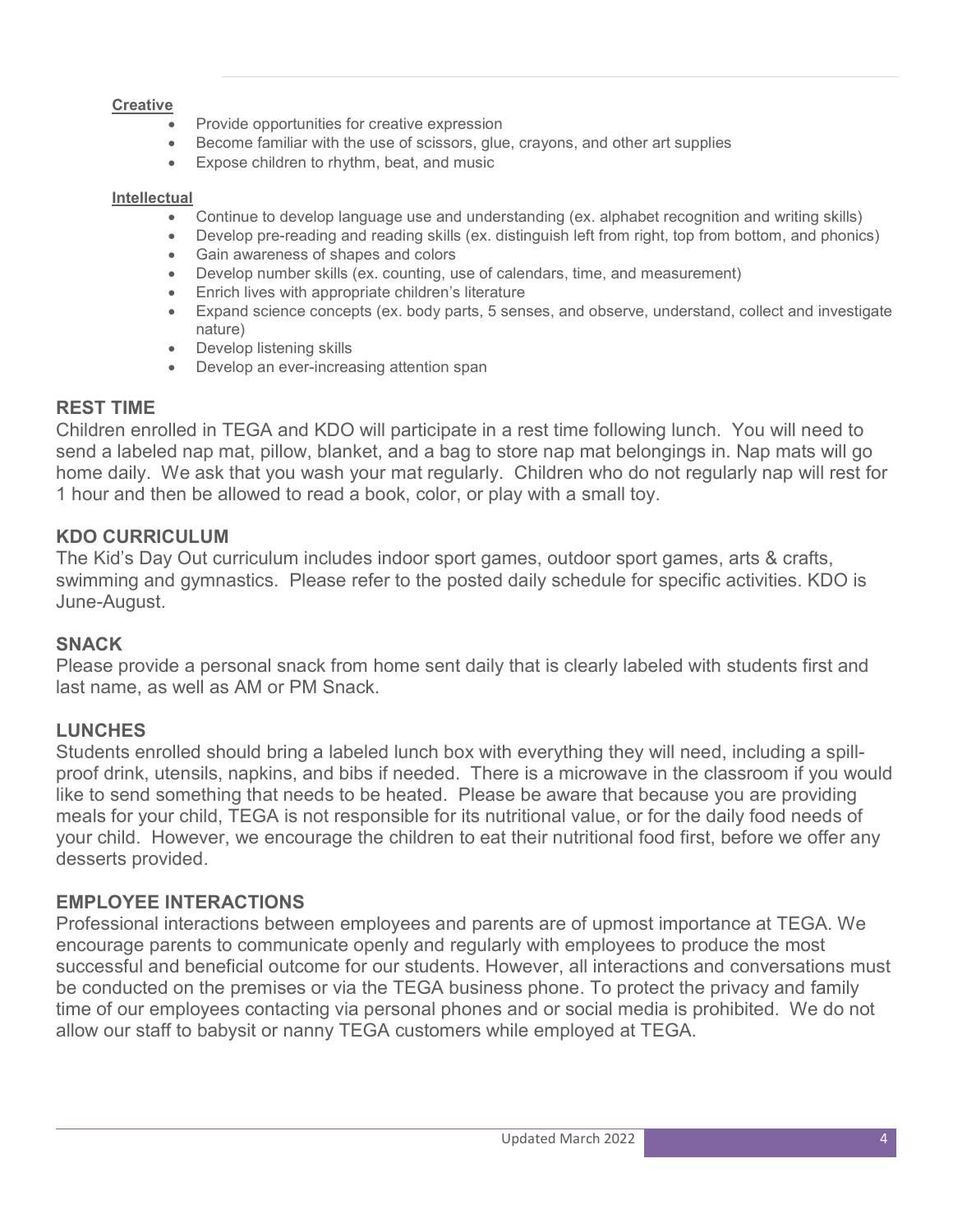**Creative**

- Provide opportunities for creative expression
- Become familiar with the use of scissors, glue, crayons, and other art supplies
- Expose children to rhythm, beat, and music

**Intellectual**

- Continue to develop language use and understanding (ex. alphabet recognition and writing skills)
- Develop pre-reading and reading skills (ex. distinguish left from right, top from bottom, and phonics)
- Gain awareness of shapes and colors
- Develop number skills (ex. counting, use of calendars, time, and measurement)
- Enrich lives with appropriate children's literature
- Expand science concepts (ex. body parts, 5 senses, and observe, understand, collect and investigate nature)
- Develop listening skills
- Develop an ever-increasing attention span

## REST TIME

Children enrolled in TEGA and KDO will participate in a rest time following lunch. You will need to send a labeled nap mat, pillow, blanket, and a bag to store nap mat belongings in. Nap mats will go home daily. We ask that you wash your mat regularly. Children who do not regularly nap will rest for 1 hour and then be allowed to read a book, color, or play with a small toy.

## KDO CURRICULUM

The Kid's Day Out curriculum includes indoor sport games, outdoor sport games, arts & crafts, swimming and gymnastics. Please refer to the posted daily schedule for specific activities. KDO is June-August.

## SNACK

Please provide a personal snack from home sent daily that is clearly labeled with students first and last name, as well as AM or PM Snack.

## LUNCHES

Students enrolled should bring a labeled lunch box with everything they will need, including a spill-proof drink, utensils, napkins, and bibs if needed. There is a microwave in the classroom if you would like to send something that needs to be heated. Please be aware that because you are providing meals for your child, TEGA is not responsible for its nutritional value, or for the daily food needs of your child. However, we encourage the children to eat their nutritional food first, before we offer any desserts provided.

## EMPLOYEE INTERACTIONS

Professional interactions between employees and parents are of upmost importance at TEGA. We encourage parents to communicate openly and regularly with employees to produce the most successful and beneficial outcome for our students. However, all interactions and conversations must be conducted on the premises or via the TEGA business phone. To protect the privacy and family time of our employees contacting via personal phones and or social media is prohibited. We do not allow our staff to babysit or nanny TEGA customers while employed at TEGA.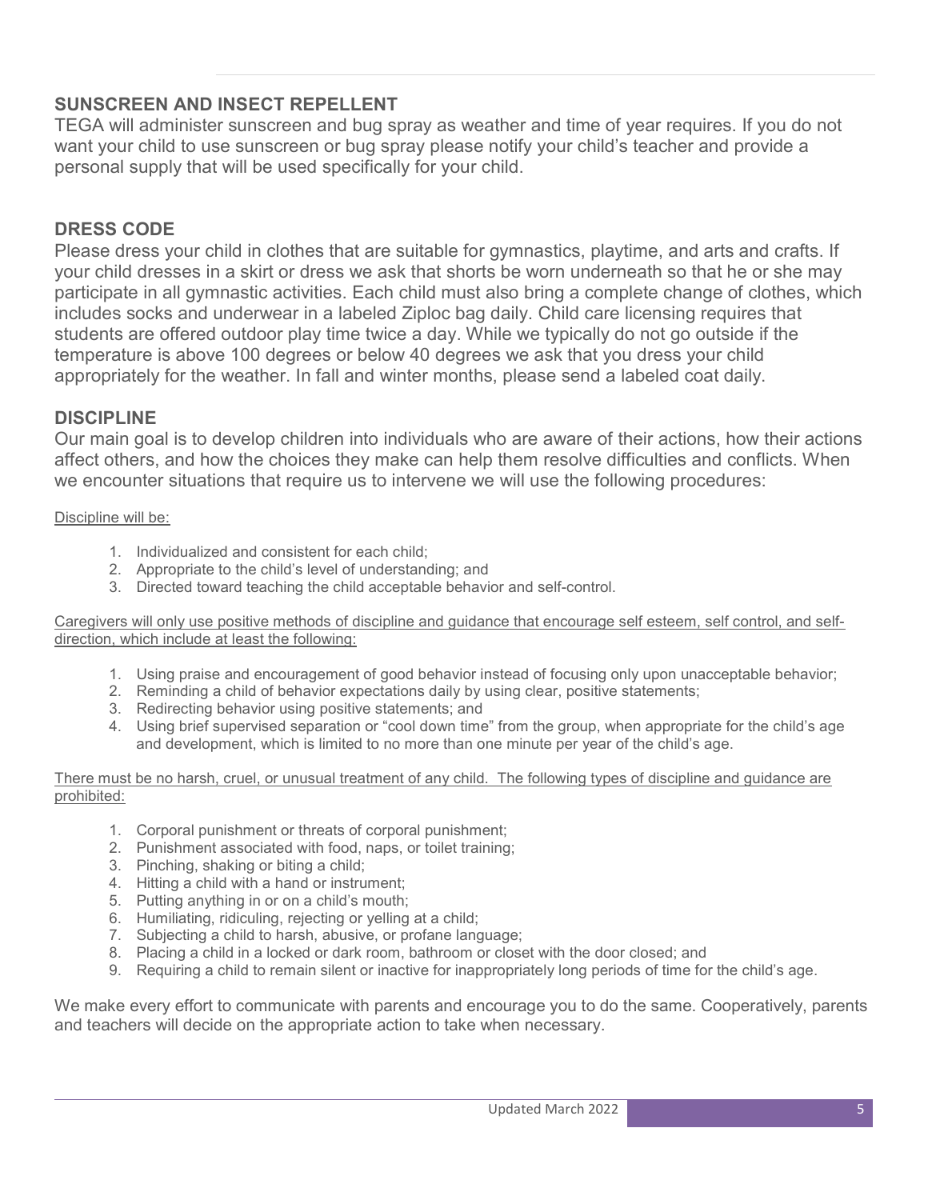## SUNSCREEN AND INSECT REPELLENT

TEGA will administer sunscreen and bug spray as weather and time of year requires. If you do not want your child to use sunscreen or bug spray please notify your child's teacher and provide a personal supply that will be used specifically for your child.

## DRESS CODE

Please dress your child in clothes that are suitable for gymnastics, playtime, and arts and crafts. If your child dresses in a skirt or dress we ask that shorts be worn underneath so that he or she may participate in all gymnastic activities. Each child must also bring a complete change of clothes, which includes socks and underwear in a labeled Ziploc bag daily. Child care licensing requires that students are offered outdoor play time twice a day. While we typically do not go outside if the temperature is above 100 degrees or below 40 degrees we ask that you dress your child appropriately for the weather. In fall and winter months, please send a labeled coat daily.

## DISCIPLINE

Our main goal is to develop children into individuals who are aware of their actions, how their actions affect others, and how the choices they make can help them resolve difficulties and conflicts. When we encounter situations that require us to intervene we will use the following procedures:

Discipline will be:

1. Individualized and consistent for each child;
2. Appropriate to the child's level of understanding; and
3. Directed toward teaching the child acceptable behavior and self-control.

Caregivers will only use positive methods of discipline and guidance that encourage self esteem, self control, and self-direction, which include at least the following:

1. Using praise and encouragement of good behavior instead of focusing only upon unacceptable behavior;
2. Reminding a child of behavior expectations daily by using clear, positive statements;
3. Redirecting behavior using positive statements; and
4. Using brief supervised separation or "cool down time" from the group, when appropriate for the child's age and development, which is limited to no more than one minute per year of the child's age.

There must be no harsh, cruel, or unusual treatment of any child. The following types of discipline and guidance are prohibited:

1. Corporal punishment or threats of corporal punishment;
2. Punishment associated with food, naps, or toilet training;
3. Pinching, shaking or biting a child;
4. Hitting a child with a hand or instrument;
5. Putting anything in or on a child's mouth;
6. Humiliating, ridiculing, rejecting or yelling at a child;
7. Subjecting a child to harsh, abusive, or profane language;
8. Placing a child in a locked or dark room, bathroom or closet with the door closed; and
9. Requiring a child to remain silent or inactive for inappropriately long periods of time for the child's age.

We make every effort to communicate with parents and encourage you to do the same. Cooperatively, parents and teachers will decide on the appropriate action to take when necessary.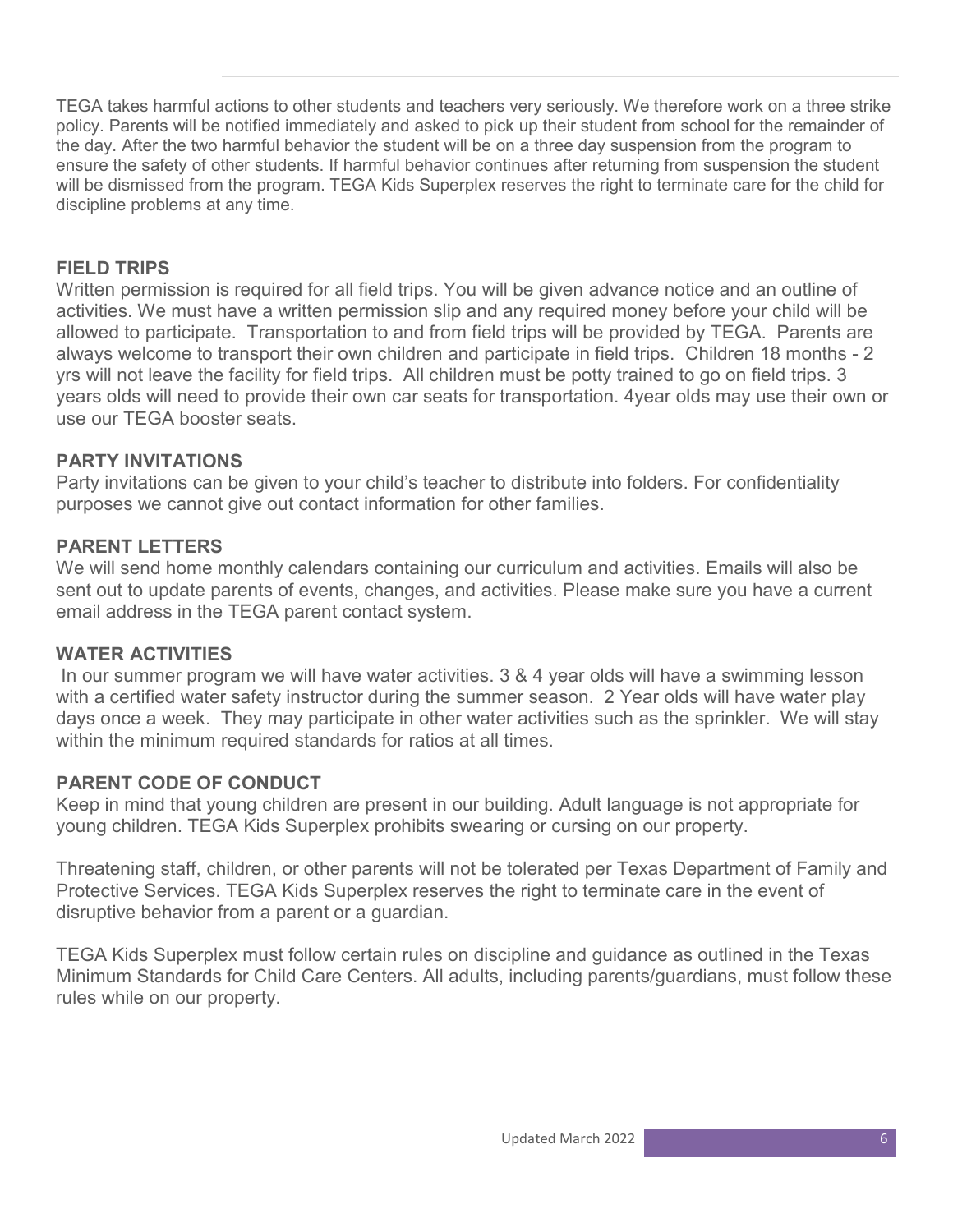TEGA takes harmful actions to other students and teachers very seriously. We therefore work on a three strike policy. Parents will be notified immediately and asked to pick up their student from school for the remainder of the day. After the two harmful behavior the student will be on a three day suspension from the program to ensure the safety of other students. If harmful behavior continues after returning from suspension the student will be dismissed from the program. TEGA Kids Superplex reserves the right to terminate care for the child for discipline problems at any time.

### FIELD TRIPS

Written permission is required for all field trips. You will be given advance notice and an outline of activities. We must have a written permission slip and any required money before your child will be allowed to participate. Transportation to and from field trips will be provided by TEGA. Parents are always welcome to transport their own children and participate in field trips. Children 18 months - 2 yrs will not leave the facility for field trips. All children must be potty trained to go on field trips. 3 years olds will need to provide their own car seats for transportation. 4year olds may use their own or use our TEGA booster seats.

### PARTY INVITATIONS

Party invitations can be given to your child's teacher to distribute into folders. For confidentiality purposes we cannot give out contact information for other families.

### PARENT LETTERS

We will send home monthly calendars containing our curriculum and activities. Emails will also be sent out to update parents of events, changes, and activities. Please make sure you have a current email address in the TEGA parent contact system.

### WATER ACTIVITIES

In our summer program we will have water activities. 3 & 4 year olds will have a swimming lesson with a certified water safety instructor during the summer season. 2 Year olds will have water play days once a week. They may participate in other water activities such as the sprinkler. We will stay within the minimum required standards for ratios at all times.

### PARENT CODE OF CONDUCT

Keep in mind that young children are present in our building. Adult language is not appropriate for young children. TEGA Kids Superplex prohibits swearing or cursing on our property.

Threatening staff, children, or other parents will not be tolerated per Texas Department of Family and Protective Services. TEGA Kids Superplex reserves the right to terminate care in the event of disruptive behavior from a parent or a guardian.

TEGA Kids Superplex must follow certain rules on discipline and guidance as outlined in the Texas Minimum Standards for Child Care Centers. All adults, including parents/guardians, must follow these rules while on our property.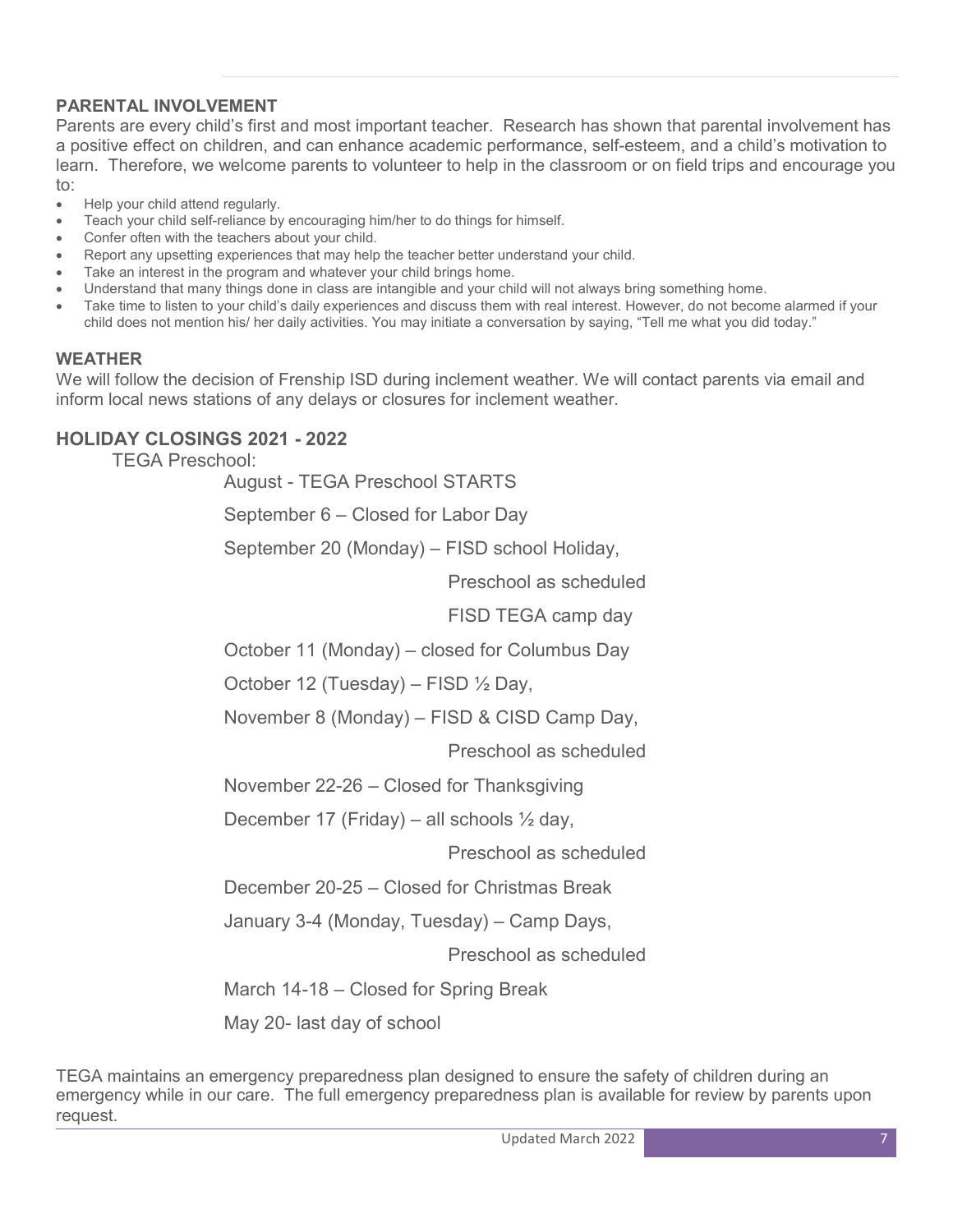## PARENTAL INVOLVEMENT

Parents are every child's first and most important teacher. Research has shown that parental involvement has a positive effect on children, and can enhance academic performance, self-esteem, and a child's motivation to learn. Therefore, we welcome parents to volunteer to help in the classroom or on field trips and encourage you to:

- Help your child attend regularly.
- Teach your child self-reliance by encouraging him/her to do things for himself.
- Confer often with the teachers about your child.
- Report any upsetting experiences that may help the teacher better understand your child.
- Take an interest in the program and whatever your child brings home.
- Understand that many things done in class are intangible and your child will not always bring something home.
- Take time to listen to your child's daily experiences and discuss them with real interest. However, do not become alarmed if your child does not mention his/ her daily activities. You may initiate a conversation by saying, "Tell me what you did today."

## WEATHER

We will follow the decision of Frenship ISD during inclement weather. We will contact parents via email and inform local news stations of any delays or closures for inclement weather.

## HOLIDAY CLOSINGS 2021 - 2022

TEGA Preschool:

August - TEGA Preschool STARTS

September 6 – Closed for Labor Day

September 20 (Monday) – FISD school Holiday,
Preschool as scheduled
FISD TEGA camp day

October 11 (Monday) – closed for Columbus Day

October 12 (Tuesday) – FISD ½ Day,

November 8 (Monday) – FISD & CISD Camp Day,
Preschool as scheduled

November 22-26 – Closed for Thanksgiving

December 17 (Friday) – all schools ½ day,
Preschool as scheduled

December 20-25 – Closed for Christmas Break

January 3-4 (Monday, Tuesday) – Camp Days,
Preschool as scheduled

March 14-18 – Closed for Spring Break

May 20- last day of school

TEGA maintains an emergency preparedness plan designed to ensure the safety of children during an emergency while in our care. The full emergency preparedness plan is available for review by parents upon request.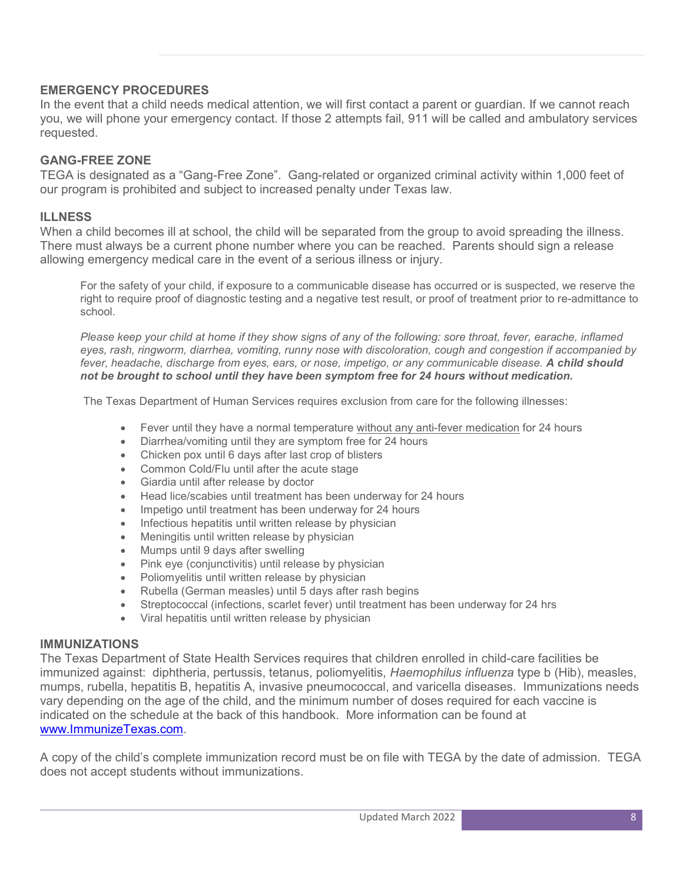## EMERGENCY PROCEDURES

In the event that a child needs medical attention, we will first contact a parent or guardian. If we cannot reach you, we will phone your emergency contact. If those 2 attempts fail, 911 will be called and ambulatory services requested.

## GANG-FREE ZONE

TEGA is designated as a "Gang-Free Zone". Gang-related or organized criminal activity within 1,000 feet of our program is prohibited and subject to increased penalty under Texas law.

## ILLNESS

When a child becomes ill at school, the child will be separated from the group to avoid spreading the illness. There must always be a current phone number where you can be reached. Parents should sign a release allowing emergency medical care in the event of a serious illness or injury.

For the safety of your child, if exposure to a communicable disease has occurred or is suspected, we reserve the right to require proof of diagnostic testing and a negative test result, or proof of treatment prior to re-admittance to school.

*Please keep your child at home if they show signs of any of the following: sore throat, fever, earache, inflamed eyes, rash, ringworm, diarrhea, vomiting, runny nose with discoloration, cough and congestion if accompanied by fever, headache, discharge from eyes, ears, or nose, impetigo, or any communicable disease.* ***A child should not be brought to school until they have been symptom free for 24 hours without medication.***

The Texas Department of Human Services requires exclusion from care for the following illnesses:

- Fever until they have a normal temperature without any anti-fever medication for 24 hours
- Diarrhea/vomiting until they are symptom free for 24 hours
- Chicken pox until 6 days after last crop of blisters
- Common Cold/Flu until after the acute stage
- Giardia until after release by doctor
- Head lice/scabies until treatment has been underway for 24 hours
- Impetigo until treatment has been underway for 24 hours
- Infectious hepatitis until written release by physician
- Meningitis until written release by physician
- Mumps until 9 days after swelling
- Pink eye (conjunctivitis) until release by physician
- Poliomyelitis until written release by physician
- Rubella (German measles) until 5 days after rash begins
- Streptococcal (infections, scarlet fever) until treatment has been underway for 24 hrs
- Viral hepatitis until written release by physician

## IMMUNIZATIONS

The Texas Department of State Health Services requires that children enrolled in child-care facilities be immunized against: diphtheria, pertussis, tetanus, poliomyelitis, *Haemophilus influenza* type b (Hib), measles, mumps, rubella, hepatitis B, hepatitis A, invasive pneumococcal, and varicella diseases. Immunizations needs vary depending on the age of the child, and the minimum number of doses required for each vaccine is indicated on the schedule at the back of this handbook. More information can be found at www.ImmunizeTexas.com.

A copy of the child's complete immunization record must be on file with TEGA by the date of admission. TEGA does not accept students without immunizations.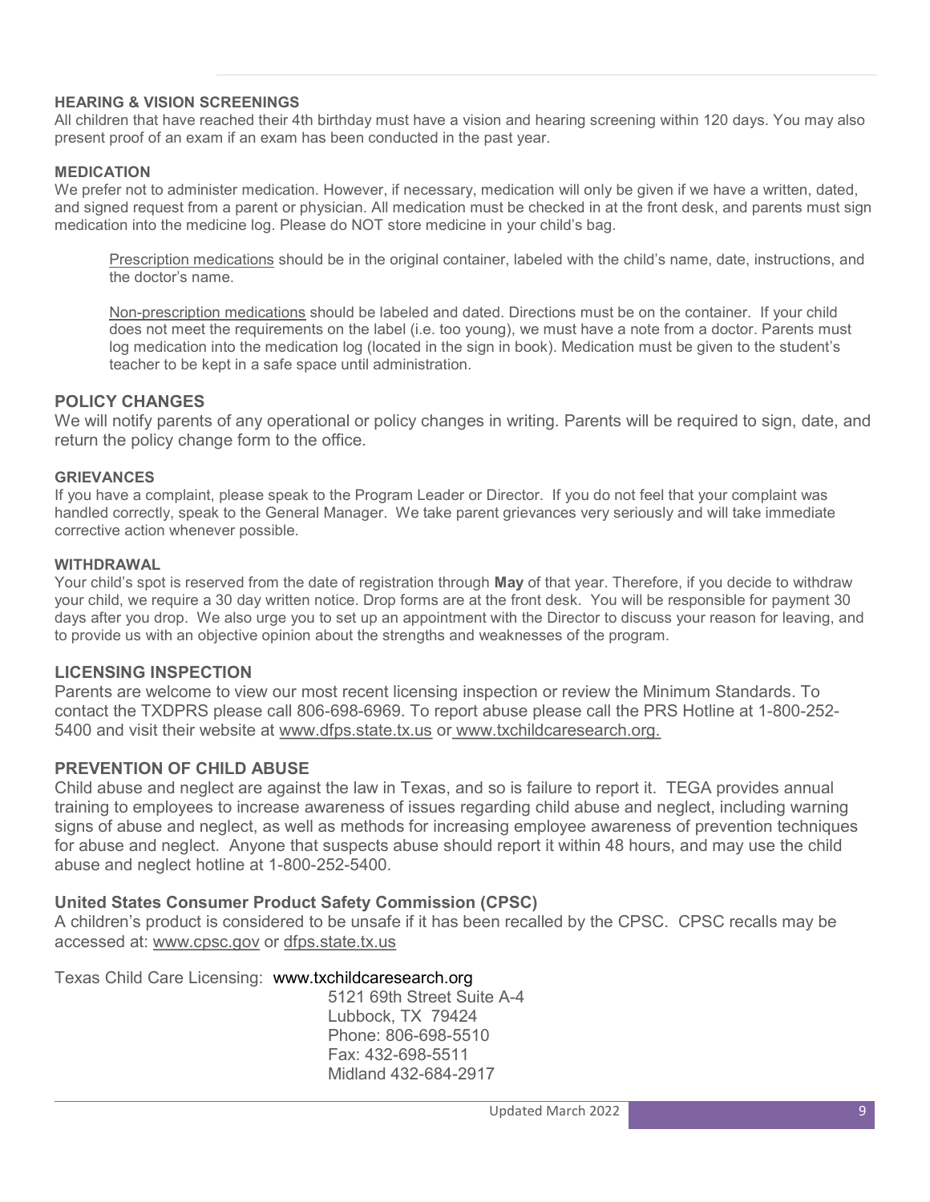### HEARING & VISION SCREENINGS

All children that have reached their 4th birthday must have a vision and hearing screening within 120 days. You may also present proof of an exam if an exam has been conducted in the past year.

### MEDICATION

We prefer not to administer medication. However, if necessary, medication will only be given if we have a written, dated, and signed request from a parent or physician. All medication must be checked in at the front desk, and parents must sign medication into the medicine log. Please do NOT store medicine in your child's bag.

Prescription medications should be in the original container, labeled with the child's name, date, instructions, and the doctor's name.

Non-prescription medications should be labeled and dated. Directions must be on the container. If your child does not meet the requirements on the label (i.e. too young), we must have a note from a doctor. Parents must log medication into the medication log (located in the sign in book). Medication must be given to the student's teacher to be kept in a safe space until administration.

## POLICY CHANGES

We will notify parents of any operational or policy changes in writing. Parents will be required to sign, date, and return the policy change form to the office.

### GRIEVANCES

If you have a complaint, please speak to the Program Leader or Director. If you do not feel that your complaint was handled correctly, speak to the General Manager. We take parent grievances very seriously and will take immediate corrective action whenever possible.

### WITHDRAWAL

Your child's spot is reserved from the date of registration through **May** of that year. Therefore, if you decide to withdraw your child, we require a 30 day written notice. Drop forms are at the front desk. You will be responsible for payment 30 days after you drop. We also urge you to set up an appointment with the Director to discuss your reason for leaving, and to provide us with an objective opinion about the strengths and weaknesses of the program.

## LICENSING INSPECTION

Parents are welcome to view our most recent licensing inspection or review the Minimum Standards. To contact the TXDPRS please call 806-698-6969. To report abuse please call the PRS Hotline at 1-800-252-5400 and visit their website at www.dfps.state.tx.us or www.txchildcaresearch.org.

## PREVENTION OF CHILD ABUSE

Child abuse and neglect are against the law in Texas, and so is failure to report it. TEGA provides annual training to employees to increase awareness of issues regarding child abuse and neglect, including warning signs of abuse and neglect, as well as methods for increasing employee awareness of prevention techniques for abuse and neglect. Anyone that suspects abuse should report it within 48 hours, and may use the child abuse and neglect hotline at 1-800-252-5400.

### United States Consumer Product Safety Commission (CPSC)

A children's product is considered to be unsafe if it has been recalled by the CPSC. CPSC recalls may be accessed at: www.cpsc.gov or dfps.state.tx.us

Texas Child Care Licensing: www.txchildcaresearch.org
5121 69th Street Suite A-4
Lubbock, TX 79424
Phone: 806-698-5510
Fax: 432-698-5511
Midland 432-684-2917

Updated March 2022